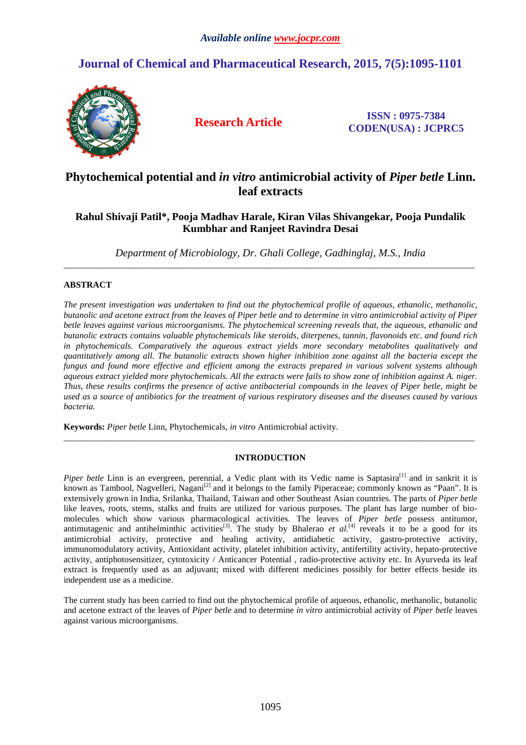# Phytochemical potential and *in vitro* antimicrobial activity of *Piper betle* Linn. leaf extracts

**Rahul Shivaji Patil\*, Pooja Madhav Harale, Kiran Vilas Shivangekar, Pooja Pundalik Kumbhar and Ranjeet Ravindra Desai**

*Department of Microbiology, Dr. Ghali College, Gadhinglaj, M.S., India*

---

## ABSTRACT

*The present investigation was undertaken to find out the phytochemical profile of aqueous, ethanolic, methanolic, butanolic and acetone extract from the leaves of Piper betle and to determine in vitro antimicrobial activity of Piper betle leaves against various microorganisms. The phytochemical screening reveals that, the aqueous, ethanolic and butanolic extracts contains valuable phytochemicals like steroids, diterpenes, tannin, flavonoids etc. and found rich in phytochemicals. Comparatively the aqueous extract yields more secondary metabolites qualitatively and quantitatively among all. The butanolic extracts shown higher inhibition zone against all the bacteria except the fungus and found more effective and efficient among the extracts prepared in various solvent systems although aqueous extract yielded more phytochemicals. All the extracts were fails to show zone of inhibition against A. niger. Thus, these results confirms the presence of active antibacterial compounds in the leaves of Piper betle, might be used as a source of antibiotics for the treatment of various respiratory diseases and the diseases caused by various bacteria.*

**Keywords:** *Piper betle* Linn, Phytochemicals, *in vitro* Antimicrobial activity.

---

## INTRODUCTION

*Piper betle* Linn is an evergreen, perennial, a Vedic plant with its Vedic name is Saptasira[1] and in sankrit it is known as Tambool, Nagvelleri, Nagani[2] and it belongs to the family Piperaceae; commonly known as "Paan". It is extensively grown in India, Srilanka, Thailand, Taiwan and other Southeast Asian countries. The parts of *Piper betle* like leaves, roots, stems, stalks and fruits are utilized for various purposes. The plant has large number of bio-molecules which show various pharmacological activities. The leaves of *Piper betle* possess antitumor, antimutagenic and antihelminthic activities[3]. The study by Bhalerao *et al.*[4] reveals it to be a good for its antimicrobial activity, protective and healing activity, antidiabetic activity, gastro-protective activity, immunomodulatory activity, Antioxidant activity, platelet inhibition activity, antifertility activity, hepato-protective activity, antiphotosensitizer, cytotoxicity / Anticancer Potential , radio-protective activity etc. In Ayurveda its leaf extract is frequently used as an adjuvant; mixed with different medicines possibly for better effects beside its independent use as a medicine.

The current study has been carried to find out the phytochemical profile of aqueous, ethanolic, methanolic, butanolic and acetone extract of the leaves of *Piper betle* and to determine *in vitro* antimicrobial activity of *Piper betle* leaves against various microorganisms.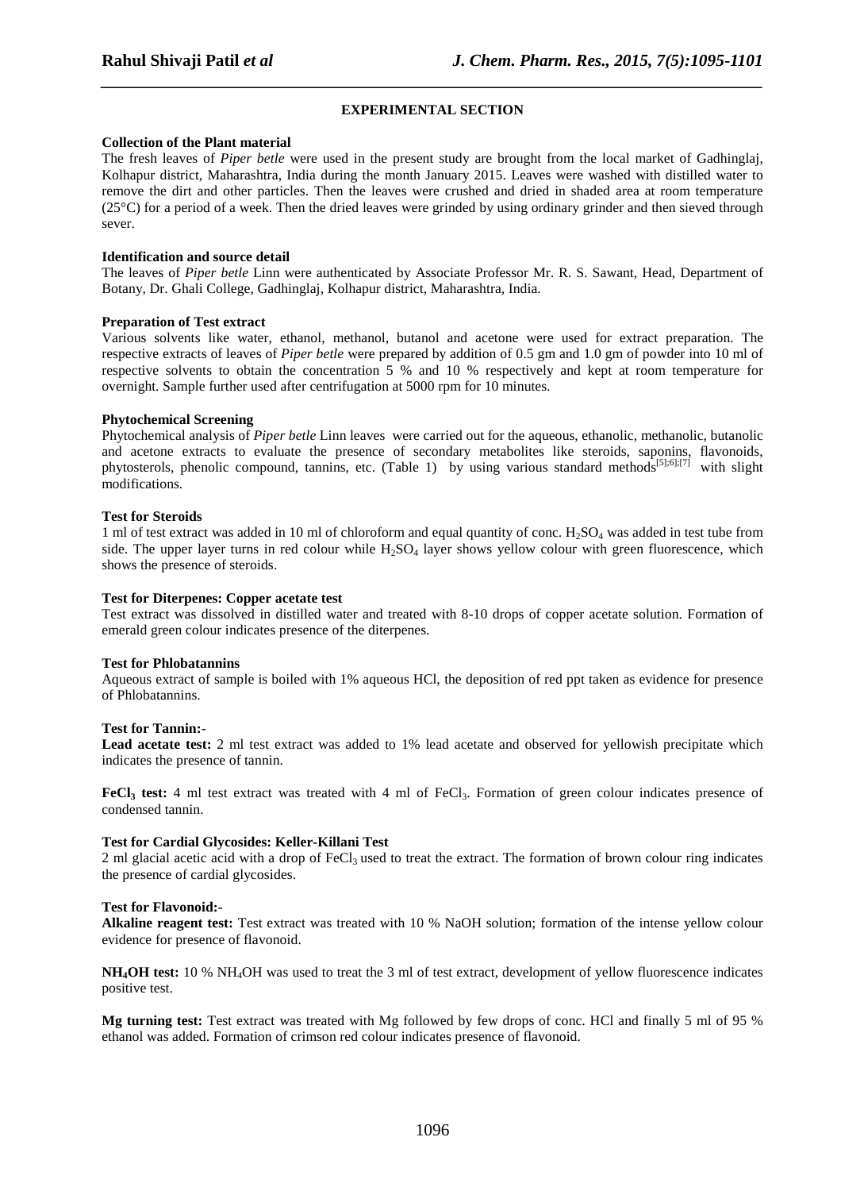## EXPERIMENTAL SECTION

### Collection of the Plant material

The fresh leaves of *Piper betle* were used in the present study are brought from the local market of Gadhinglaj, Kolhapur district, Maharashtra, India during the month January 2015. Leaves were washed with distilled water to remove the dirt and other particles. Then the leaves were crushed and dried in shaded area at room temperature (25°C) for a period of a week. Then the dried leaves were grinded by using ordinary grinder and then sieved through sever.

### Identification and source detail

The leaves of *Piper betle* Linn were authenticated by Associate Professor Mr. R. S. Sawant, Head, Department of Botany, Dr. Ghali College, Gadhinglaj, Kolhapur district, Maharashtra, India.

### Preparation of Test extract

Various solvents like water, ethanol, methanol, butanol and acetone were used for extract preparation. The respective extracts of leaves of *Piper betle* were prepared by addition of 0.5 gm and 1.0 gm of powder into 10 ml of respective solvents to obtain the concentration 5 % and 10 % respectively and kept at room temperature for overnight. Sample further used after centrifugation at 5000 rpm for 10 minutes.

### Phytochemical Screening

Phytochemical analysis of *Piper betle* Linn leaves were carried out for the aqueous, ethanolic, methanolic, butanolic and acetone extracts to evaluate the presence of secondary metabolites like steroids, saponins, flavonoids, phytosterols, phenolic compound, tannins, etc. (Table 1) by using various standard methods[5];[6];[7] with slight modifications.

### Test for Steroids

1 ml of test extract was added in 10 ml of chloroform and equal quantity of conc. $H_2SO_4$ was added in test tube from side. The upper layer turns in red colour while $H_2SO_4$ layer shows yellow colour with green fluorescence, which shows the presence of steroids.

### Test for Diterpenes: Copper acetate test

Test extract was dissolved in distilled water and treated with 8-10 drops of copper acetate solution. Formation of emerald green colour indicates presence of the diterpenes.

### Test for Phlobatannins

Aqueous extract of sample is boiled with 1% aqueous HCl, the deposition of red ppt taken as evidence for presence of Phlobatannins.

### Test for Tannin:-

**Lead acetate test:** 2 ml test extract was added to 1% lead acetate and observed for yellowish precipitate which indicates the presence of tannin.

**$FeCl_3$ test:** 4 ml test extract was treated with 4 ml of $FeCl_3$. Formation of green colour indicates presence of condensed tannin.

### Test for Cardial Glycosides: Keller-Killani Test

2 ml glacial acetic acid with a drop of $FeCl_3$ used to treat the extract. The formation of brown colour ring indicates the presence of cardial glycosides.

### Test for Flavonoid:-

**Alkaline reagent test:** Test extract was treated with 10 % NaOH solution; formation of the intense yellow colour evidence for presence of flavonoid.

**$NH_4OH$ test:** 10 % $NH_4OH$ was used to treat the 3 ml of test extract, development of yellow fluorescence indicates positive test.

**Mg turning test:** Test extract was treated with Mg followed by few drops of conc. HCl and finally 5 ml of 95 % ethanol was added. Formation of crimson red colour indicates presence of flavonoid.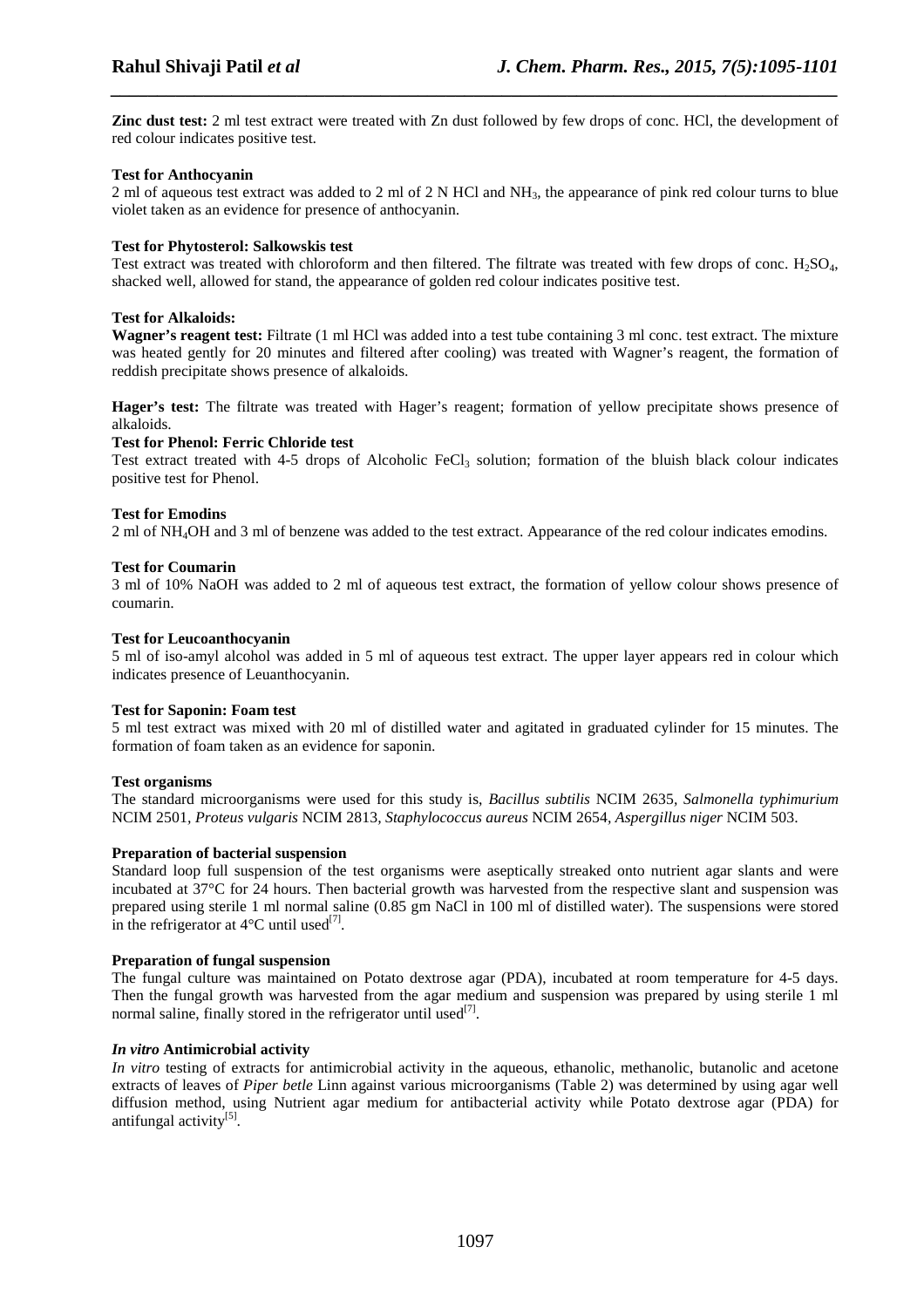**Zinc dust test:** 2 ml test extract were treated with Zn dust followed by few drops of conc. HCl, the development of red colour indicates positive test.

**Test for Anthocyanin**

2 ml of aqueous test extract was added to 2 ml of 2 N HCl and $NH_3$, the appearance of pink red colour turns to blue violet taken as an evidence for presence of anthocyanin.

**Test for Phytosterol: Salkowskis test**

Test extract was treated with chloroform and then filtered. The filtrate was treated with few drops of conc. $H_2SO_4$, shacked well, allowed for stand, the appearance of golden red colour indicates positive test.

**Test for Alkaloids:**

**Wagner's reagent test:** Filtrate (1 ml HCl was added into a test tube containing 3 ml conc. test extract. The mixture was heated gently for 20 minutes and filtered after cooling) was treated with Wagner's reagent, the formation of reddish precipitate shows presence of alkaloids.

**Hager's test:** The filtrate was treated with Hager's reagent; formation of yellow precipitate shows presence of alkaloids.

**Test for Phenol: Ferric Chloride test**

Test extract treated with 4-5 drops of Alcoholic $FeCl_3$ solution; formation of the bluish black colour indicates positive test for Phenol.

**Test for Emodins**

2 ml of $NH_4OH$ and 3 ml of benzene was added to the test extract. Appearance of the red colour indicates emodins.

**Test for Coumarin**

3 ml of 10% NaOH was added to 2 ml of aqueous test extract, the formation of yellow colour shows presence of coumarin.

**Test for Leucoanthocyanin**

5 ml of iso-amyl alcohol was added in 5 ml of aqueous test extract. The upper layer appears red in colour which indicates presence of Leuanthocyanin.

**Test for Saponin: Foam test**

5 ml test extract was mixed with 20 ml of distilled water and agitated in graduated cylinder for 15 minutes. The formation of foam taken as an evidence for saponin.

**Test organisms**

The standard microorganisms were used for this study is, *Bacillus subtilis* NCIM 2635, *Salmonella typhimurium* NCIM 2501, *Proteus vulgaris* NCIM 2813, *Staphylococcus aureus* NCIM 2654, *Aspergillus niger* NCIM 503.

**Preparation of bacterial suspension**

Standard loop full suspension of the test organisms were aseptically streaked onto nutrient agar slants and were incubated at 37°C for 24 hours. Then bacterial growth was harvested from the respective slant and suspension was prepared using sterile 1 ml normal saline (0.85 gm NaCl in 100 ml of distilled water). The suspensions were stored in the refrigerator at 4°C until used[7].

**Preparation of fungal suspension**

The fungal culture was maintained on Potato dextrose agar (PDA), incubated at room temperature for 4-5 days. Then the fungal growth was harvested from the agar medium and suspension was prepared by using sterile 1 ml normal saline, finally stored in the refrigerator until used[7].

***In vitro* Antimicrobial activity**

*In vitro* testing of extracts for antimicrobial activity in the aqueous, ethanolic, methanolic, butanolic and acetone extracts of leaves of *Piper betle* Linn against various microorganisms (Table 2) was determined by using agar well diffusion method, using Nutrient agar medium for antibacterial activity while Potato dextrose agar (PDA) for antifungal activity[5].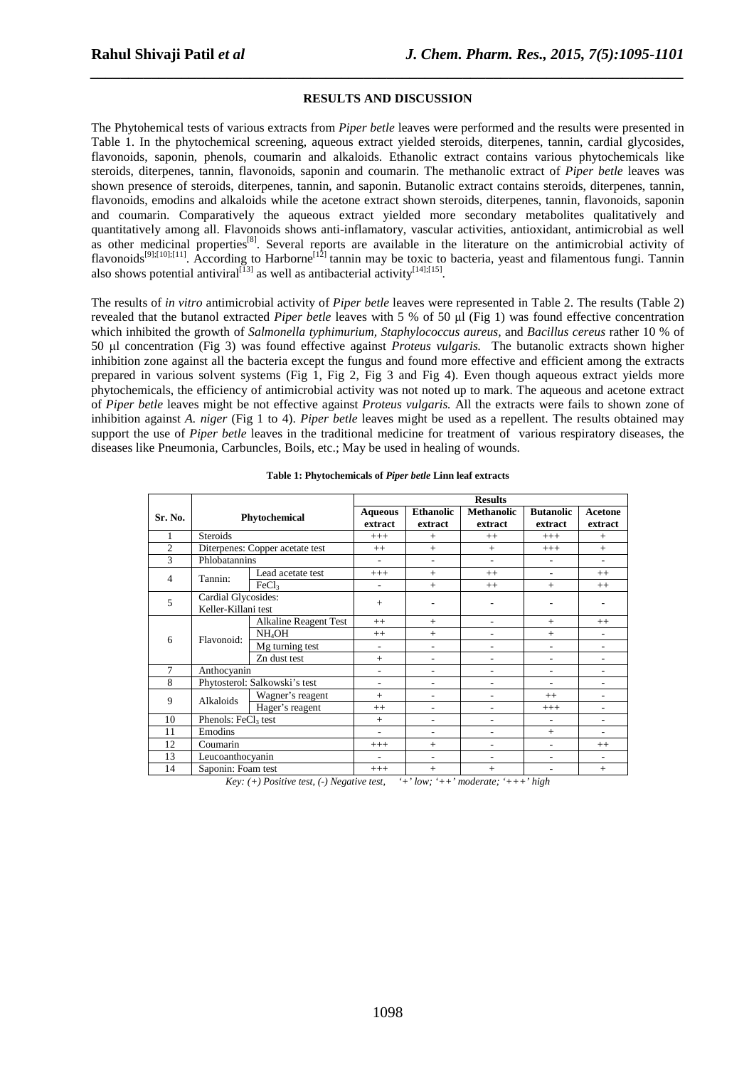## RESULTS AND DISCUSSION

The Phytohemical tests of various extracts from *Piper betle* leaves were performed and the results were presented in Table 1. In the phytochemical screening, aqueous extract yielded steroids, diterpenes, tannin, cardial glycosides, flavonoids, saponin, phenols, coumarin and alkaloids. Ethanolic extract contains various phytochemicals like steroids, diterpenes, tannin, flavonoids, saponin and coumarin. The methanolic extract of *Piper betle* leaves was shown presence of steroids, diterpenes, tannin, and saponin. Butanolic extract contains steroids, diterpenes, tannin, flavonoids, emodins and alkaloids while the acetone extract shown steroids, diterpenes, tannin, flavonoids, saponin and coumarin. Comparatively the aqueous extract yielded more secondary metabolites qualitatively and quantitatively among all. Flavonoids shows anti-inflamatory, vascular activities, antioxidant, antimicrobial as well as other medicinal properties[8]. Several reports are available in the literature on the antimicrobial activity of flavonoids[9];[10];[11]. According to Harborne[12] tannin may be toxic to bacteria, yeast and filamentous fungi. Tannin also shows potential antiviral[13] as well as antibacterial activity[14];[15].

The results of *in vitro* antimicrobial activity of *Piper betle* leaves were represented in Table 2. The results (Table 2) revealed that the butanol extracted *Piper betle* leaves with 5 % of 50 µl (Fig 1) was found effective concentration which inhibited the growth of *Salmonella typhimurium, Staphylococcus aureus,* and *Bacillus cereus* rather 10 % of 50 µl concentration (Fig 3) was found effective against *Proteus vulgaris.* The butanolic extracts shown higher inhibition zone against all the bacteria except the fungus and found more effective and efficient among the extracts prepared in various solvent systems (Fig 1, Fig 2, Fig 3 and Fig 4). Even though aqueous extract yields more phytochemicals, the efficiency of antimicrobial activity was not noted up to mark. The aqueous and acetone extract of *Piper betle* leaves might be not effective against *Proteus vulgaris.* All the extracts were fails to shown zone of inhibition against *A. niger* (Fig 1 to 4). *Piper betle* leaves might be used as a repellent. The results obtained may support the use of *Piper betle* leaves in the traditional medicine for treatment of various respiratory diseases, the diseases like Pneumonia, Carbuncles, Boils, etc.; May be used in healing of wounds.

**Table 1: Phytochemicals of *Piper betle* Linn leaf extracts**

| Sr. No. | Phytochemical | | Results | | | | |
|---|---|---|---|---|---|---|---|
| | | | Aqueous extract | Ethanolic extract | Methanolic extract | Butanolic extract | Acetone extract |
| 1 | Steroids | | +++ | + | ++ | +++ | + |
| 2 | Diterpenes: Copper acetate test | | ++ | + | + | +++ | + |
| 3 | Phlobatannins | | - | - | - | - | - |
| 4 | Tannin: | Lead acetate test | +++ | + | ++ | - | ++ |
| | | $FeCl_3$ | - | + | ++ | + | ++ |
| 5 | Cardial Glycosides: Keller-Killani test | | + | - | - | - | - |
| 6 | Flavonoid: | Alkaline Reagent Test | ++ | + | - | + | ++ |
| | | $NH_4OH$ | ++ | + | - | + | - |
| | | Mg turning test | - | - | - | - | - |
| | | Zn dust test | + | - | - | - | - |
| 7 | Anthocyanin | | - | - | - | - | - |
| 8 | Phytosterol: Salkowski's test | | - | - | - | - | - |
| 9 | Alkaloids | Wagner's reagent | + | - | - | ++ | - |
| | | Hager's reagent | ++ | - | - | +++ | - |
| 10 | Phenols: $FeCl_3$ test | | + | - | - | - | - |
| 11 | Emodins | | - | - | - | + | - |
| 12 | Coumarin | | +++ | + | - | - | ++ |
| 13 | Leucoanthocyanin | | - | - | - | - | - |
| 14 | Saponin: Foam test | | +++ | + | + | - | + |

*Key: (+) Positive test, (-) Negative test, '+' low; '++' moderate; '+++' high*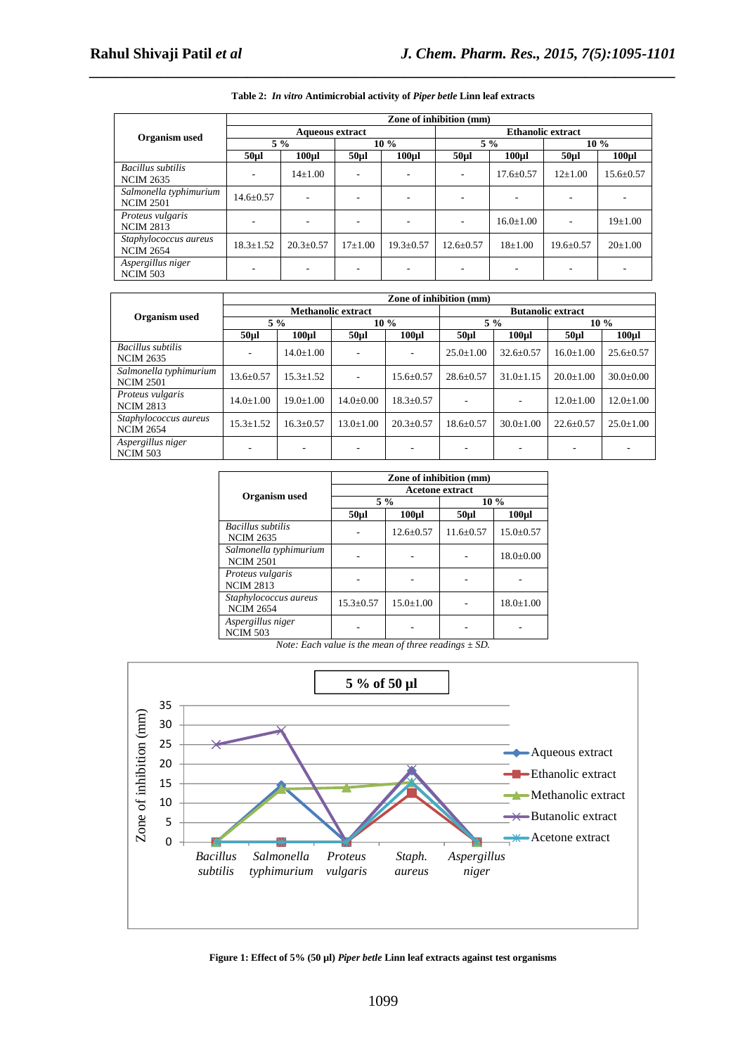**Table 2: *In vitro* Antimicrobial activity of *Piper betle* Linn leaf extracts**

| Organism used | Zone of inhibition (mm) | | | | | | | |
|---|---|---|---|---|---|---|---|---|
| | Aqueous extract | | | | Ethanolic extract | | | |
| | 5 % | | 10 % | | 5 % | | 10 % | |
| | 50µl | 100µl | 50µl | 100µl | 50µl | 100µl | 50µl | 100µl |
| *Bacillus subtilis* NCIM 2635 | - | 14±1.00 | - | - | - | 17.6±0.57 | 12±1.00 | 15.6±0.57 |
| *Salmonella typhimurium* NCIM 2501 | 14.6±0.57 | - | - | - | - | - | - | - |
| *Proteus vulgaris* NCIM 2813 | - | - | - | - | - | 16.0±1.00 | - | 19±1.00 |
| *Staphylococcus aureus* NCIM 2654 | 18.3±1.52 | 20.3±0.57 | 17±1.00 | 19.3±0.57 | 12.6±0.57 | 18±1.00 | 19.6±0.57 | 20±1.00 |
| *Aspergillus niger* NCIM 503 | - | - | - | - | - | - | - | - |

| Organism used | Zone of inhibition (mm) | | | | | | | |
|---|---|---|---|---|---|---|---|---|
| | Methanolic extract | | | | Butanolic extract | | | |
| | 5 % | | 10 % | | 5 % | | 10 % | |
| | 50µl | 100µl | 50µl | 100µl | 50µl | 100µl | 50µl | 100µl |
| *Bacillus subtilis* NCIM 2635 | - | 14.0±1.00 | - | - | 25.0±1.00 | 32.6±0.57 | 16.0±1.00 | 25.6±0.57 |
| *Salmonella typhimurium* NCIM 2501 | 13.6±0.57 | 15.3±1.52 | - | 15.6±0.57 | 28.6±0.57 | 31.0±1.15 | 20.0±1.00 | 30.0±0.00 |
| *Proteus vulgaris* NCIM 2813 | 14.0±1.00 | 19.0±1.00 | 14.0±0.00 | 18.3±0.57 | - | - | 12.0±1.00 | 12.0±1.00 |
| *Staphylococcus aureus* NCIM 2654 | 15.3±1.52 | 16.3±0.57 | 13.0±1.00 | 20.3±0.57 | 18.6±0.57 | 30.0±1.00 | 22.6±0.57 | 25.0±1.00 |
| *Aspergillus niger* NCIM 503 | - | - | - | - | - | - | - | - |

| Organism used | Zone of inhibition (mm) | | | |
|---|---|---|---|---|
| | Acetone extract | | | |
| | 5 % | | 10 % | |
| | 50µl | 100µl | 50µl | 100µl |
| *Bacillus subtilis* NCIM 2635 | - | 12.6±0.57 | 11.6±0.57 | 15.0±0.57 |
| *Salmonella typhimurium* NCIM 2501 | - | - | - | 18.0±0.00 |
| *Proteus vulgaris* NCIM 2813 | - | - | - | - |
| *Staphylococcus aureus* NCIM 2654 | 15.3±0.57 | 15.0±1.00 | - | 18.0±1.00 |
| *Aspergillus niger* NCIM 503 | - | - | - | - |

*Note: Each value is the mean of three readings ± SD.*

**Figure 1: Effect of 5% (50 µl) *Piper betle* Linn leaf extracts against test organisms**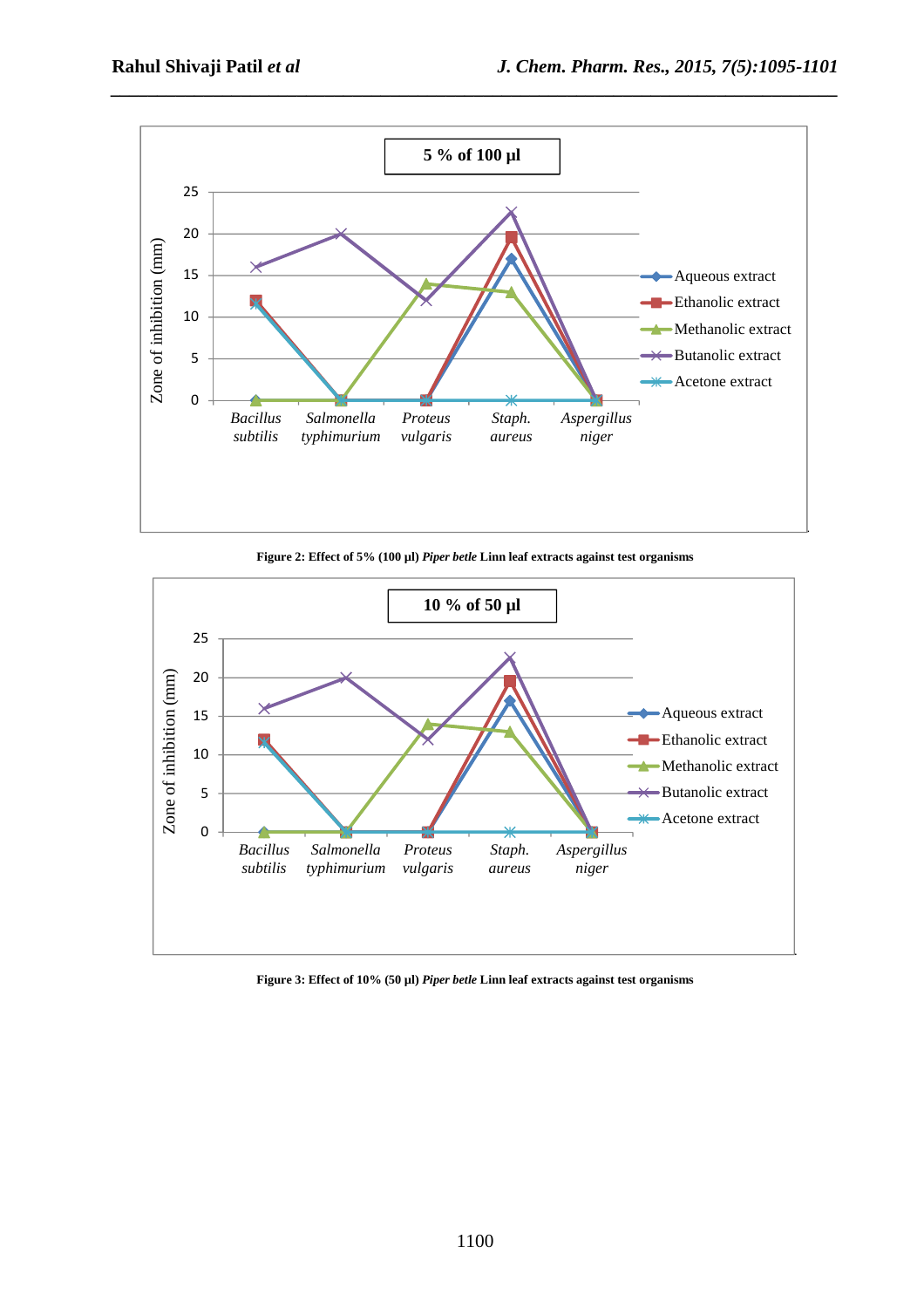**Figure 2: Effect of 5% (100 µl) *Piper betle* Linn leaf extracts against test organisms**

**Figure 3: Effect of 10% (50 µl) *Piper betle* Linn leaf extracts against test organisms**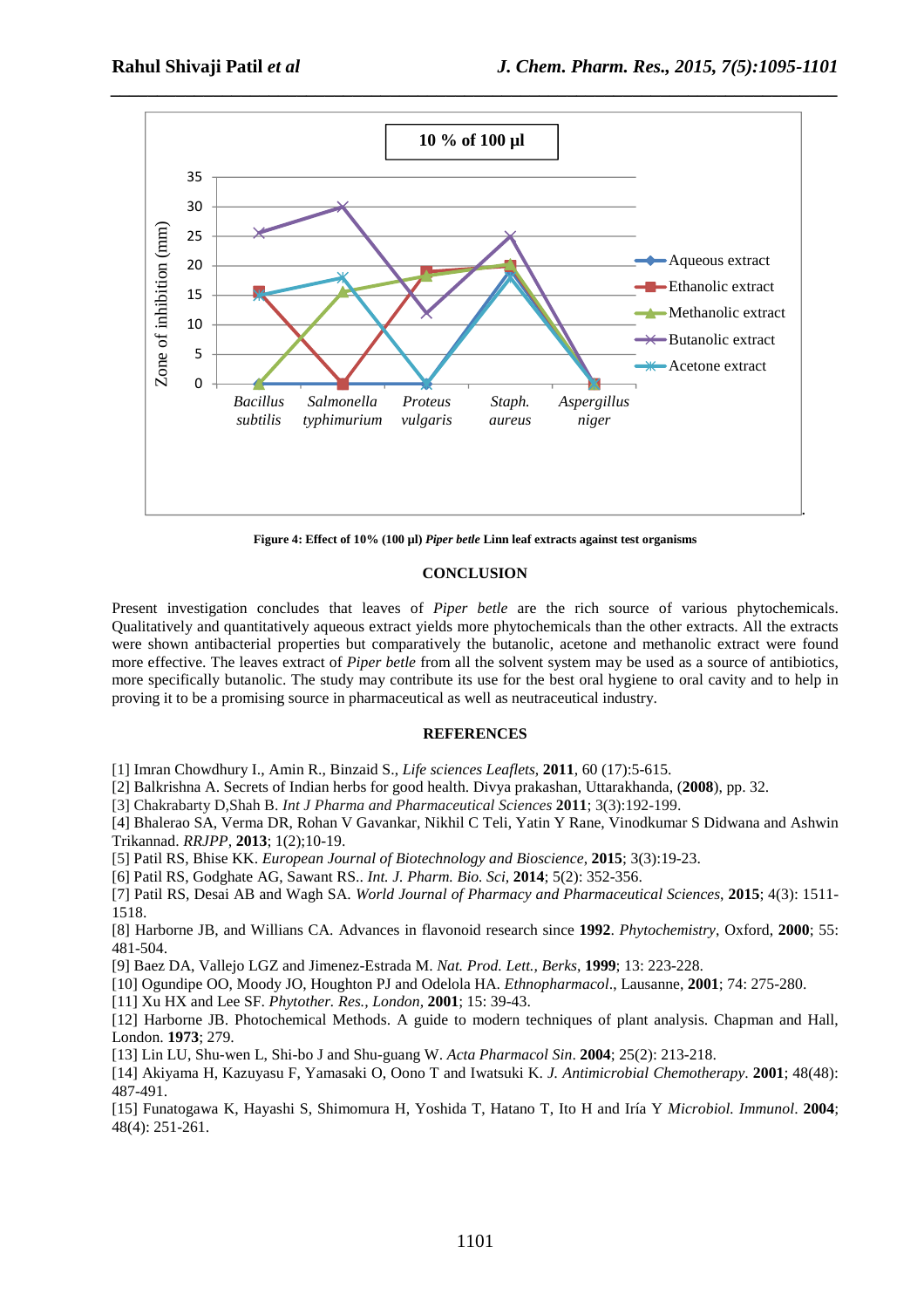10 % of 100 µl

Zone of inhibition (mm)

35
30
25
20
15
10
5
0

Bacillus subtilis
Salmonella typhimurium
Proteus vulgaris
Staph. aureus
Aspergillus niger

Aqueous extract
Ethanolic extract
Methanolic extract
Butanolic extract
Acetone extract

**Figure 4: Effect of 10% (100 µl) *Piper betle* Linn leaf extracts against test organisms**

## CONCLUSION

Present investigation concludes that leaves of *Piper betle* are the rich source of various phytochemicals. Qualitatively and quantitatively aqueous extract yields more phytochemicals than the other extracts. All the extracts were shown antibacterial properties but comparatively the butanolic, acetone and methanolic extract were found more effective. The leaves extract of *Piper betle* from all the solvent system may be used as a source of antibiotics, more specifically butanolic. The study may contribute its use for the best oral hygiene to oral cavity and to help in proving it to be a promising source in pharmaceutical as well as neutraceutical industry.

## REFERENCES

[1] Imran Chowdhury I., Amin R., Binzaid S., *Life sciences Leaflets*, **2011**, 60 (17):5-615.

[2] Balkrishna A. Secrets of Indian herbs for good health. Divya prakashan, Uttarakhanda, (**2008**), pp. 32.

[3] Chakrabarty D,Shah B. *Int J Pharma and Pharmaceutical Sciences* **2011**; 3(3):192-199.

[4] Bhalerao SA, Verma DR, Rohan V Gavankar, Nikhil C Teli, Yatin Y Rane, Vinodkumar S Didwana and Ashwin Trikannad. *RRJPP*, **2013**; 1(2);10-19.

[5] Patil RS, Bhise KK. *European Journal of Biotechnology and Bioscience*, **2015**; 3(3):19-23.

[6] Patil RS, Godghate AG, Sawant RS.. *Int. J. Pharm. Bio. Sci,* **2014**; 5(2): 352-356.

[7] Patil RS, Desai AB and Wagh SA. *World Journal of Pharmacy and Pharmaceutical Sciences*, **2015**; 4(3): 1511-1518.

[8] Harborne JB, and Willians CA. Advances in flavonoid research since **1992**. *Phytochemistry*, Oxford, **2000**; 55: 481-504.

[9] Baez DA, Vallejo LGZ and Jimenez-Estrada M. *Nat. Prod. Lett., Berks*, **1999**; 13: 223-228.

[10] Ogundipe OO, Moody JO, Houghton PJ and Odelola HA. *Ethnopharmacol*., Lausanne, **2001**; 74: 275-280.

[11] Xu HX and Lee SF. *Phytother. Res., London,* **2001**; 15: 39-43.

[12] Harborne JB. Photochemical Methods. A guide to modern techniques of plant analysis. Chapman and Hall, London. **1973**; 279.

[13] Lin LU, Shu-wen L, Shi-bo J and Shu-guang W. *Acta Pharmacol Sin*. **2004**; 25(2): 213-218.

[14] Akiyama H, Kazuyasu F, Yamasaki O, Oono T and Iwatsuki K. *J. Antimicrobial Chemotherapy*. **2001**; 48(48): 487-491.

[15] Funatogawa K, Hayashi S, Shimomura H, Yoshida T, Hatano T, Ito H and Iría Y *Microbiol. Immunol*. **2004**; 48(4): 251-261.